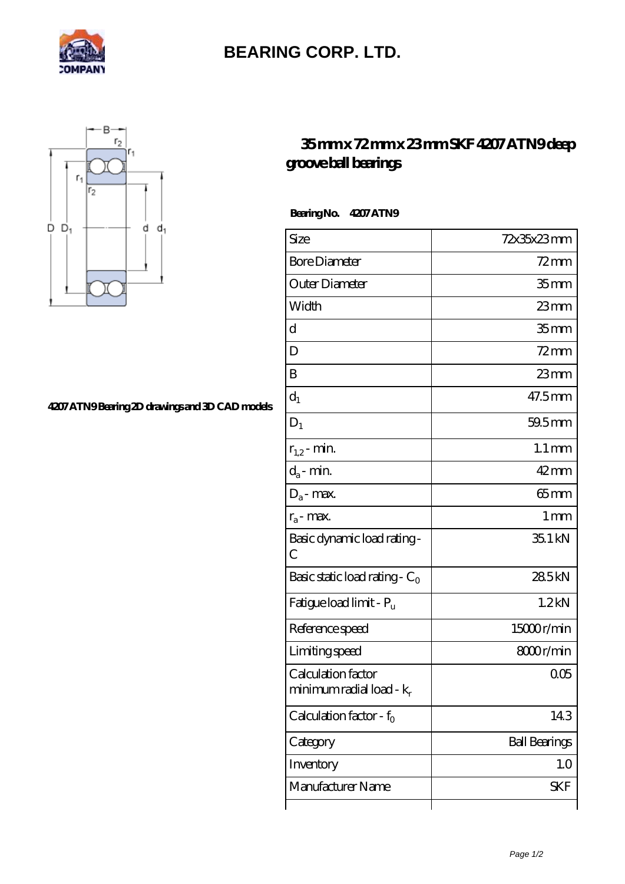# BEARING CORP. LTD.

## 35 mm x 72 mm x 23 mm SKF 4207 ATN9 deep groove ball bearings

4207 ATN9 Bearing 2D drawings and 3D CAD models

**Bearing No.** 4207 ATN9

| | |
|---|---|
| Size | 72x35x23 mm |
| Bore Diameter | 72 mm |
| Outer Diameter | 35 mm |
| Width | 23 mm |
| d | 35 mm |
| D | 72 mm |
| B | 23 mm |
| $d_1$ | 47.5 mm |
| $D_1$ | 59.5 mm |
| $r_{1,2}$ - min. | 1.1 mm |
| $d_a$ - min. | 42 mm |
| $D_a$ - max. | 65 mm |
| $r_a$ - max. | 1 mm |
| Basic dynamic load rating - C | 35.1 kN |
| Basic static load rating - $C_0$ | 28.5 kN |
| Fatigue load limit - $P_u$ | 1.2 kN |
| Reference speed | 15000 r/min |
| Limiting speed | 8000 r/min |
| Calculation factor minimum radial load - $k_r$ | 0.05 |
| Calculation factor - $f_0$ | 14.3 |
| Category | Ball Bearings |
| Inventory | 1.0 |
| Manufacturer Name | SKF |
| | |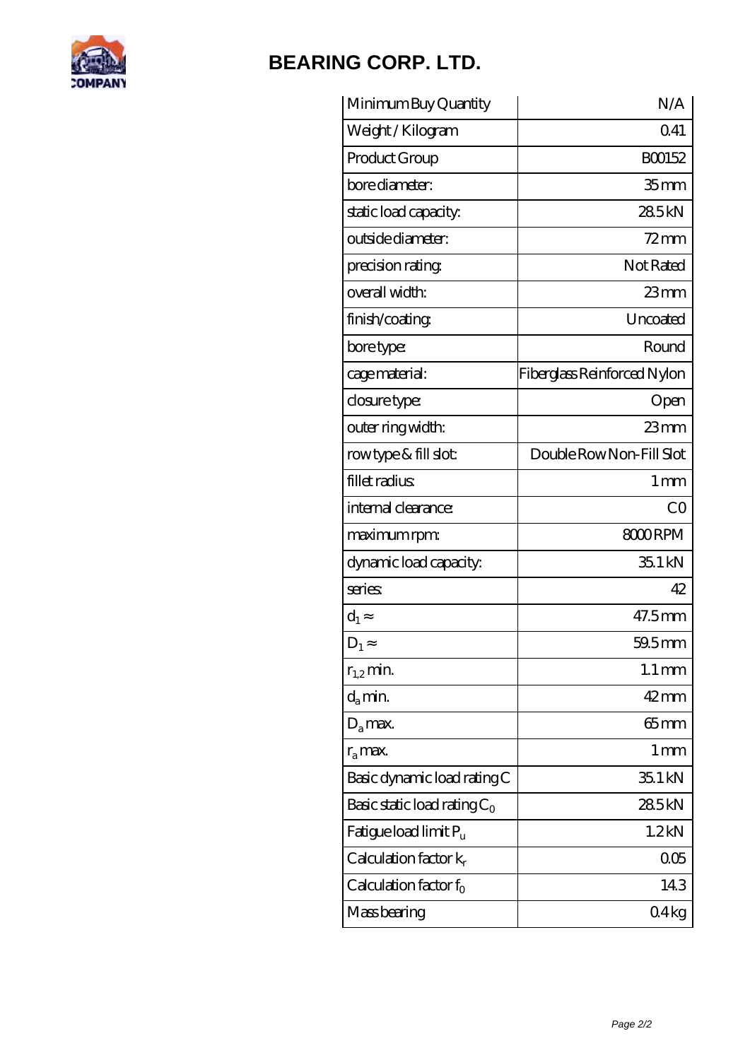| | |
|---|---|
| Minimum Buy Quantity | N/A |
| Weight / Kilogram | 0.41 |
| Product Group | B00152 |
| bore diameter: | 35 mm |
| static load capacity: | 28.5 kN |
| outside diameter: | 72 mm |
| precision rating: | Not Rated |
| overall width: | 23 mm |
| finish/coating: | Uncoated |
| bore type: | Round |
| cage material: | Fiberglass Reinforced Nylon |
| closure type: | Open |
| outer ring width: | 23 mm |
| row type & fill slot: | Double Row Non-Fill Slot |
| fillet radius: | 1 mm |
| internal clearance: | C0 |
| maximum rpm: | 8000 RPM |
| dynamic load capacity: | 35.1 kN |
| series: | 42 |
| $d_1 \approx$ | 47.5 mm |
| $D_1 \approx$ | 59.5 mm |
| $r_{1,2}$ min. | 1.1 mm |
| $d_a$ min. | 42 mm |
| $D_a$ max. | 65 mm |
| $r_a$ max. | 1 mm |
| Basic dynamic load rating C | 35.1 kN |
| Basic static load rating $C_0$ | 28.5 kN |
| Fatigue load limit $P_u$ | 1.2 kN |
| Calculation factor $k_r$ | 0.05 |
| Calculation factor $f_0$ | 14.3 |
| Mass bearing | 0.4 kg |